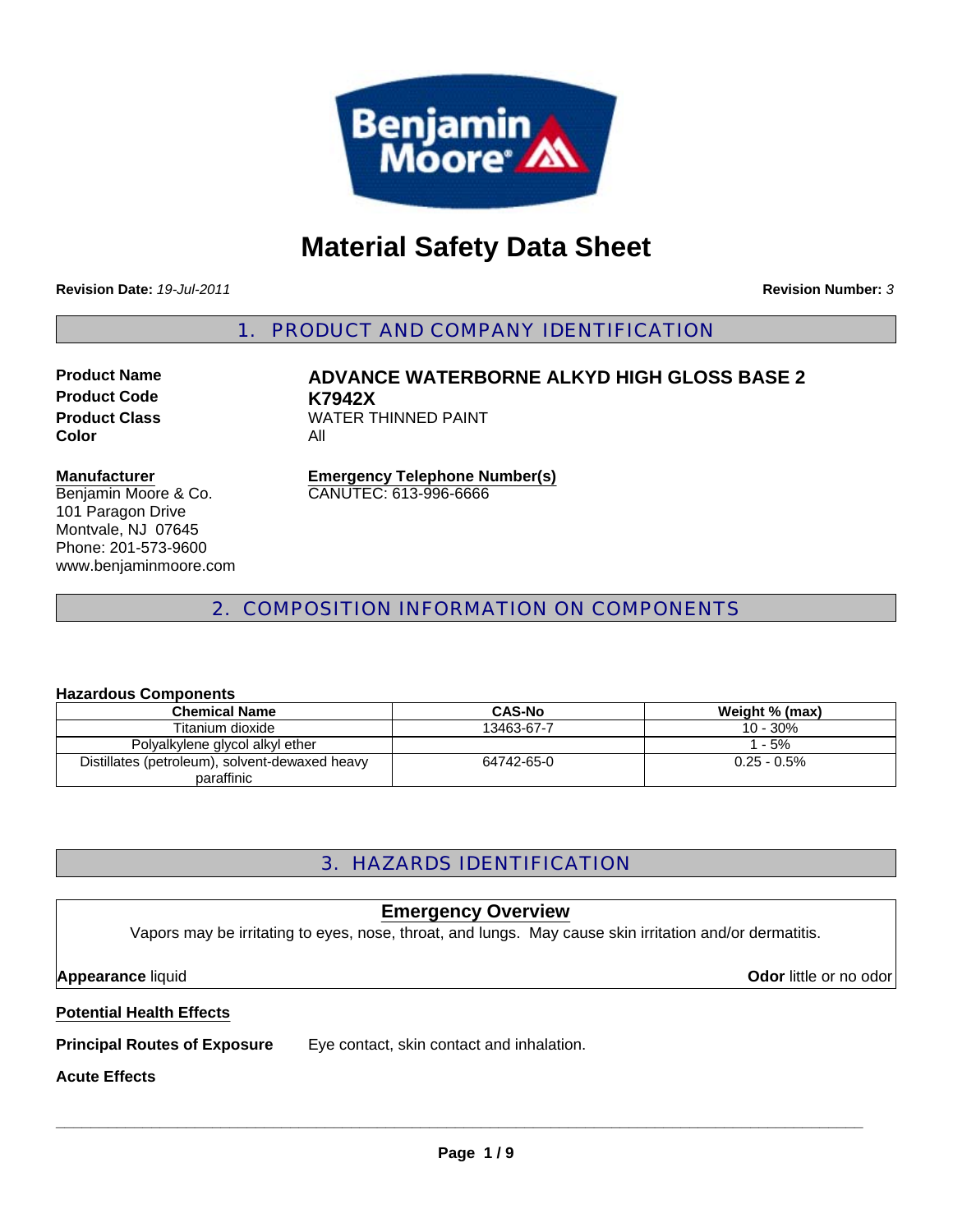# Material Safety Data Sheet

**Revision Date:** *19-Jul-2011*

**Revision Number:** *3*

## 1. PRODUCT AND COMPANY IDENTIFICATION

**Product Name** ADVANCE WATERBORNE ALKYD HIGH GLOSS BASE 2
**Product Code** K7942X
**Product Class** WATER THINNED PAINT
**Color** All

**Manufacturer**
Benjamin Moore & Co.
101 Paragon Drive
Montvale, NJ 07645
Phone: 201-573-9600
www.benjaminmoore.com

**Emergency Telephone Number(s)**
CANUTEC: 613-996-6666

## 2. COMPOSITION INFORMATION ON COMPONENTS

**Hazardous Components**

| Chemical Name | CAS-No | Weight % (max) |
|---|---|---|
| Titanium dioxide | 13463-67-7 | 10 - 30% |
| Polyalkylene glycol alkyl ether | | 1 - 5% |
| Distillates (petroleum), solvent-dewaxed heavy paraffinic | 64742-65-0 | 0.25 - 0.5% |

## 3. HAZARDS IDENTIFICATION

### Emergency Overview

Vapors may be irritating to eyes, nose, throat, and lungs. May cause skin irritation and/or dermatitis.

**Appearance** liquid

**Odor** little or no odor

**Potential Health Effects**

**Principal Routes of Exposure** Eye contact, skin contact and inhalation.

**Acute Effects**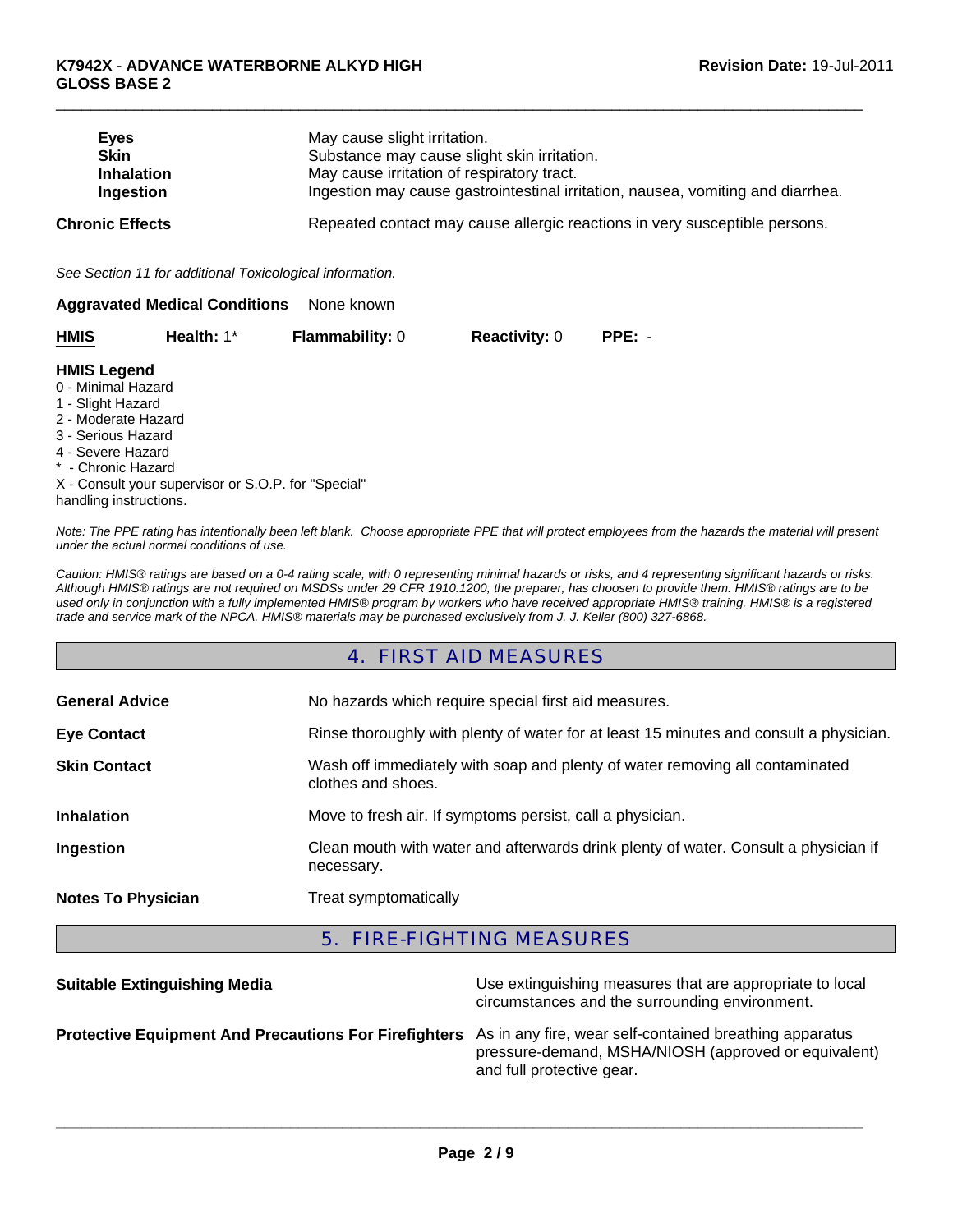| | |
|---|---|
| **Eyes** | May cause slight irritation. |
| **Skin** | Substance may cause slight skin irritation. |
| **Inhalation** | May cause irritation of respiratory tract. |
| **Ingestion** | Ingestion may cause gastrointestinal irritation, nausea, vomiting and diarrhea. |
| **Chronic Effects** | Repeated contact may cause allergic reactions in very susceptible persons. |

*See Section 11 for additional Toxicological information.*

**Aggravated Medical Conditions** None known

| **HMIS** | **Health:** 1* | **Flammability:** 0 | **Reactivity:** 0 | **PPE:** - |
|---|---|---|---|---|

**HMIS Legend**
0 - Minimal Hazard
1 - Slight Hazard
2 - Moderate Hazard
3 - Serious Hazard
4 - Severe Hazard
* - Chronic Hazard
X - Consult your supervisor or S.O.P. for "Special" handling instructions.

*Note: The PPE rating has intentionally been left blank. Choose appropriate PPE that will protect employees from the hazards the material will present under the actual normal conditions of use.*

*Caution: HMIS® ratings are based on a 0-4 rating scale, with 0 representing minimal hazards or risks, and 4 representing significant hazards or risks. Although HMIS® ratings are not required on MSDSs under 29 CFR 1910.1200, the preparer, has choosen to provide them. HMIS® ratings are to be used only in conjunction with a fully implemented HMIS® program by workers who have received appropriate HMIS® training. HMIS® is a registered trade and service mark of the NPCA. HMIS® materials may be purchased exclusively from J. J. Keller (800) 327-6868.*

## 4. FIRST AID MEASURES

| | |
|---|---|
| **General Advice** | No hazards which require special first aid measures. |
| **Eye Contact** | Rinse thoroughly with plenty of water for at least 15 minutes and consult a physician. |
| **Skin Contact** | Wash off immediately with soap and plenty of water removing all contaminated clothes and shoes. |
| **Inhalation** | Move to fresh air. If symptoms persist, call a physician. |
| **Ingestion** | Clean mouth with water and afterwards drink plenty of water. Consult a physician if necessary. |
| **Notes To Physician** | Treat symptomatically |

## 5. FIRE-FIGHTING MEASURES

| | |
|---|---|
| **Suitable Extinguishing Media** | Use extinguishing measures that are appropriate to local circumstances and the surrounding environment. |
| **Protective Equipment And Precautions For Firefighters** | As in any fire, wear self-contained breathing apparatus pressure-demand, MSHA/NIOSH (approved or equivalent) and full protective gear. |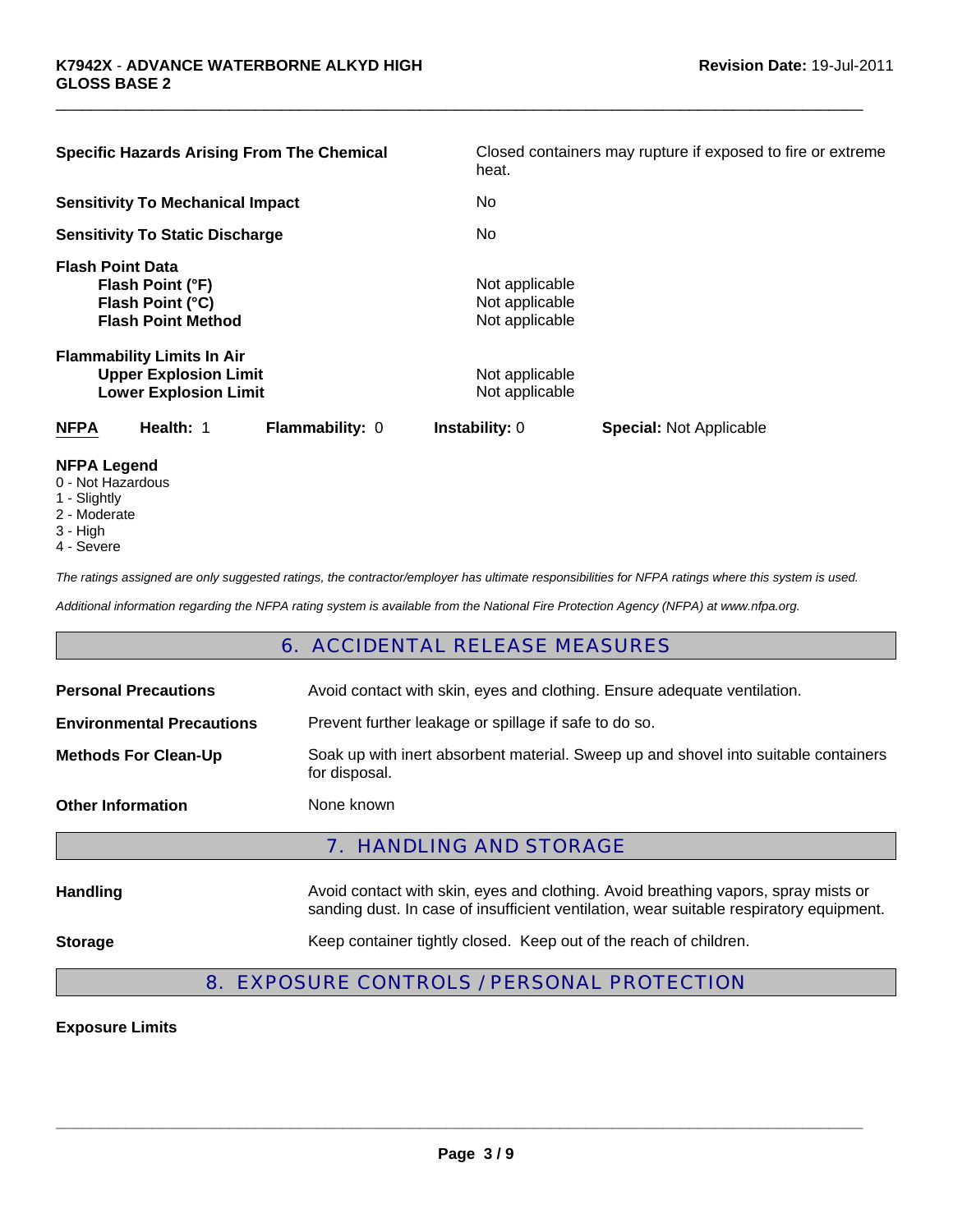| | |
|---|---|
| **Specific Hazards Arising From The Chemical** | Closed containers may rupture if exposed to fire or extreme heat. |
| **Sensitivity To Mechanical Impact** | No |
| **Sensitivity To Static Discharge** | No |

**Flash Point Data**

| | |
|---|---|
| **Flash Point (°F)** | Not applicable |
| **Flash Point (°C)** | Not applicable |
| **Flash Point Method** | Not applicable |

**Flammability Limits In Air**

| | |
|---|---|
| **Upper Explosion Limit** | Not applicable |
| **Lower Explosion Limit** | Not applicable |

| **NFPA** | **Health:** 1 | **Flammability:** 0 | **Instability:** 0 | **Special:** Not Applicable |
|---|---|---|---|---|

**NFPA Legend**

0 - Not Hazardous
1 - Slightly
2 - Moderate
3 - High
4 - Severe

*The ratings assigned are only suggested ratings, the contractor/employer has ultimate responsibilities for NFPA ratings where this system is used.*

*Additional information regarding the NFPA rating system is available from the National Fire Protection Agency (NFPA) at www.nfpa.org.*

## 6. ACCIDENTAL RELEASE MEASURES

| | |
|---|---|
| **Personal Precautions** | Avoid contact with skin, eyes and clothing. Ensure adequate ventilation. |
| **Environmental Precautions** | Prevent further leakage or spillage if safe to do so. |
| **Methods For Clean-Up** | Soak up with inert absorbent material. Sweep up and shovel into suitable containers for disposal. |
| **Other Information** | None known |

## 7. HANDLING AND STORAGE

| | |
|---|---|
| **Handling** | Avoid contact with skin, eyes and clothing. Avoid breathing vapors, spray mists or sanding dust. In case of insufficient ventilation, wear suitable respiratory equipment. |
| **Storage** | Keep container tightly closed. Keep out of the reach of children. |

## 8. EXPOSURE CONTROLS / PERSONAL PROTECTION

**Exposure Limits**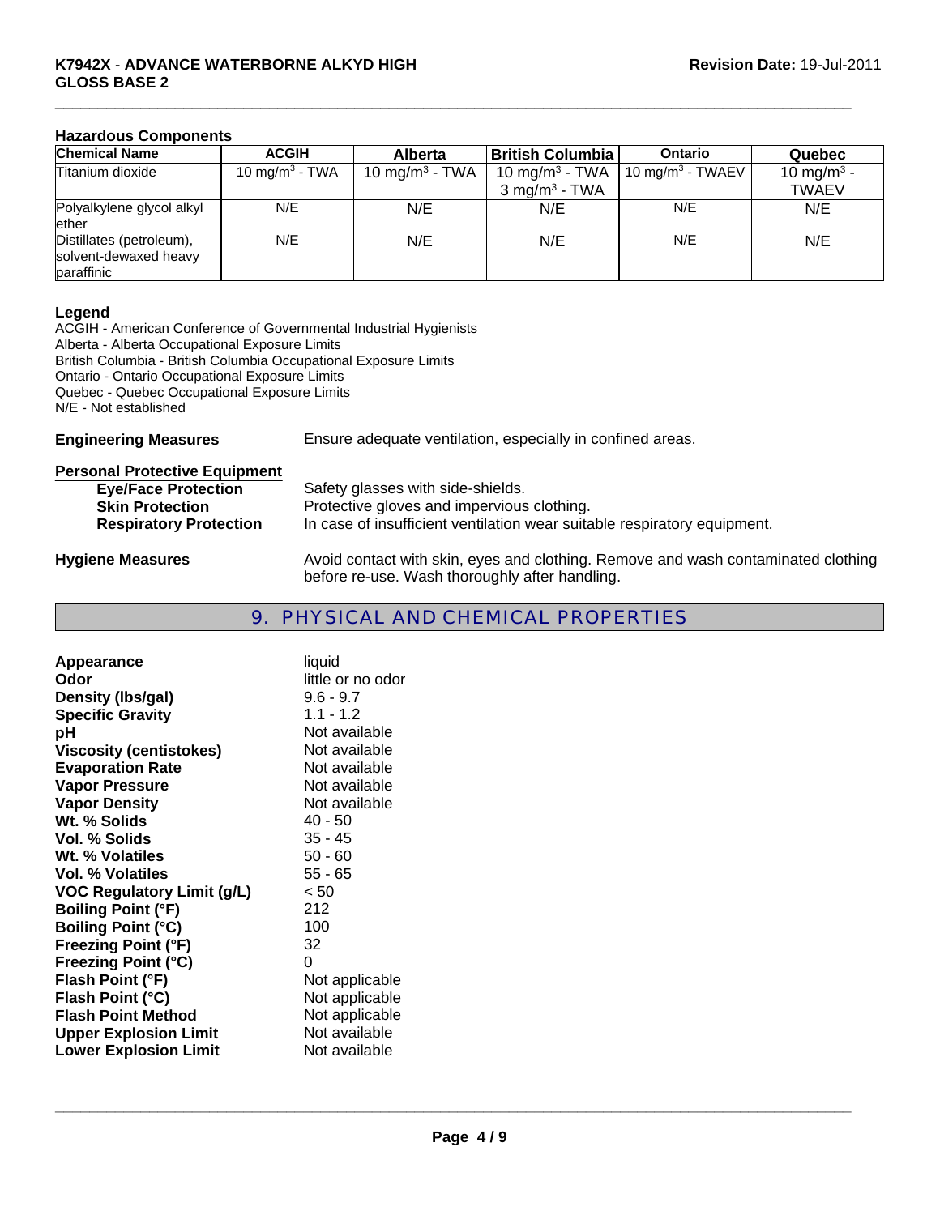**Hazardous Components**

| Chemical Name | ACGIH | Alberta | British Columbia | Ontario | Quebec |
|---|---|---|---|---|---|
| Titanium dioxide | 10 mg/m$^3$ - TWA | 10 mg/m$^3$ - TWA | 10 mg/m$^3$ - TWA<br>3 mg/m$^3$ - TWA | 10 mg/m$^3$ - TWAEV | 10 mg/m$^3$ - TWAEV |
| Polyalkylene glycol alkyl ether | N/E | N/E | N/E | N/E | N/E |
| Distillates (petroleum), solvent-dewaxed heavy paraffinic | N/E | N/E | N/E | N/E | N/E |

**Legend**

ACGIH - American Conference of Governmental Industrial Hygienists
Alberta - Alberta Occupational Exposure Limits
British Columbia - British Columbia Occupational Exposure Limits
Ontario - Ontario Occupational Exposure Limits
Quebec - Quebec Occupational Exposure Limits
N/E - Not established

**Engineering Measures** Ensure adequate ventilation, especially in confined areas.

**Personal Protective Equipment**

- **Eye/Face Protection** Safety glasses with side-shields.
- **Skin Protection** Protective gloves and impervious clothing.
- **Respiratory Protection** In case of insufficient ventilation wear suitable respiratory equipment.

**Hygiene Measures** Avoid contact with skin, eyes and clothing. Remove and wash contaminated clothing before re-use. Wash thoroughly after handling.

## 9. PHYSICAL AND CHEMICAL PROPERTIES

| | |
|---|---|
| **Appearance** | liquid |
| **Odor** | little or no odor |
| **Density (lbs/gal)** | 9.6 - 9.7 |
| **Specific Gravity** | 1.1 - 1.2 |
| **pH** | Not available |
| **Viscosity (centistokes)** | Not available |
| **Evaporation Rate** | Not available |
| **Vapor Pressure** | Not available |
| **Vapor Density** | Not available |
| **Wt. % Solids** | 40 - 50 |
| **Vol. % Solids** | 35 - 45 |
| **Wt. % Volatiles** | 50 - 60 |
| **Vol. % Volatiles** | 55 - 65 |
| **VOC Regulatory Limit (g/L)** | < 50 |
| **Boiling Point (°F)** | 212 |
| **Boiling Point (°C)** | 100 |
| **Freezing Point (°F)** | 32 |
| **Freezing Point (°C)** | 0 |
| **Flash Point (°F)** | Not applicable |
| **Flash Point (°C)** | Not applicable |
| **Flash Point Method** | Not applicable |
| **Upper Explosion Limit** | Not available |
| **Lower Explosion Limit** | Not available |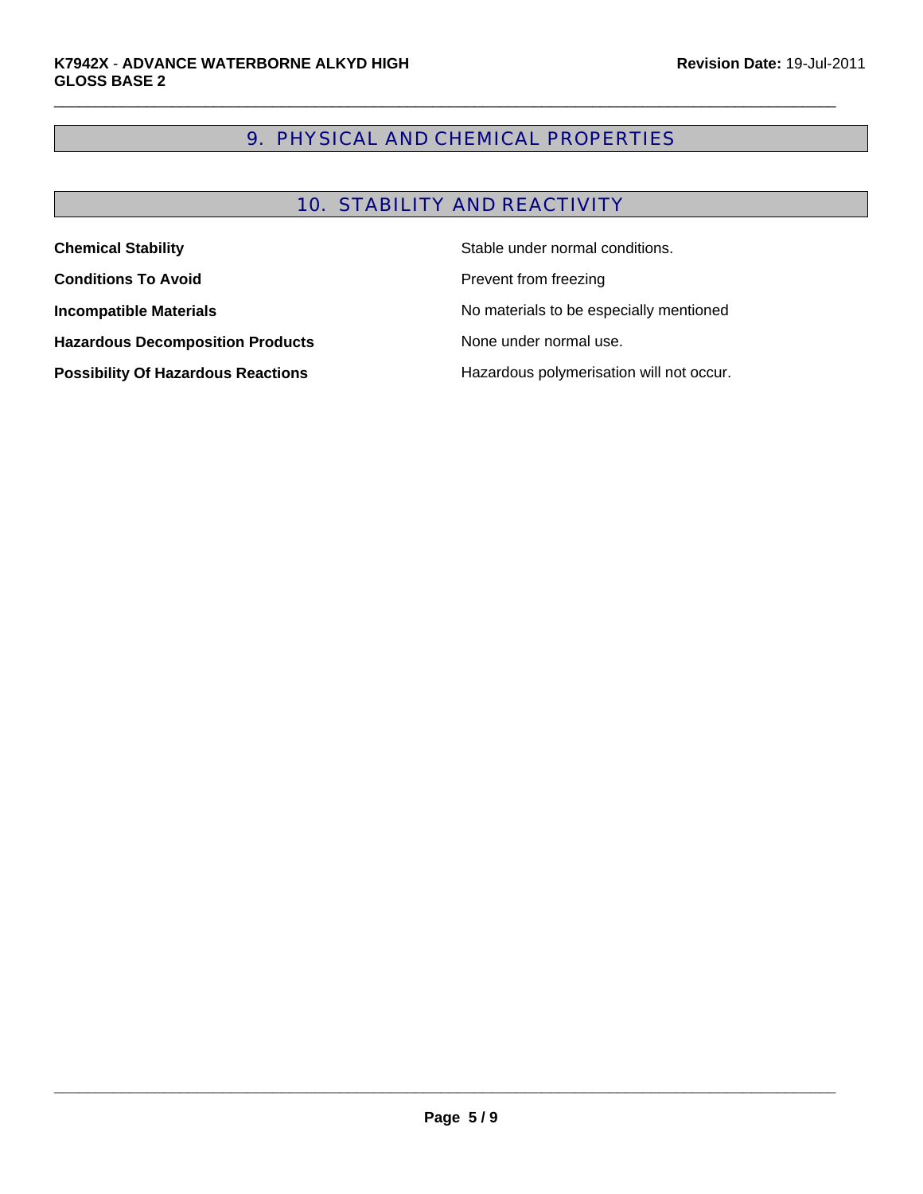## 9. PHYSICAL AND CHEMICAL PROPERTIES

## 10. STABILITY AND REACTIVITY

**Chemical Stability** Stable under normal conditions.

**Conditions To Avoid** Prevent from freezing

**Incompatible Materials** No materials to be especially mentioned

**Hazardous Decomposition Products** None under normal use.

**Possibility Of Hazardous Reactions** Hazardous polymerisation will not occur.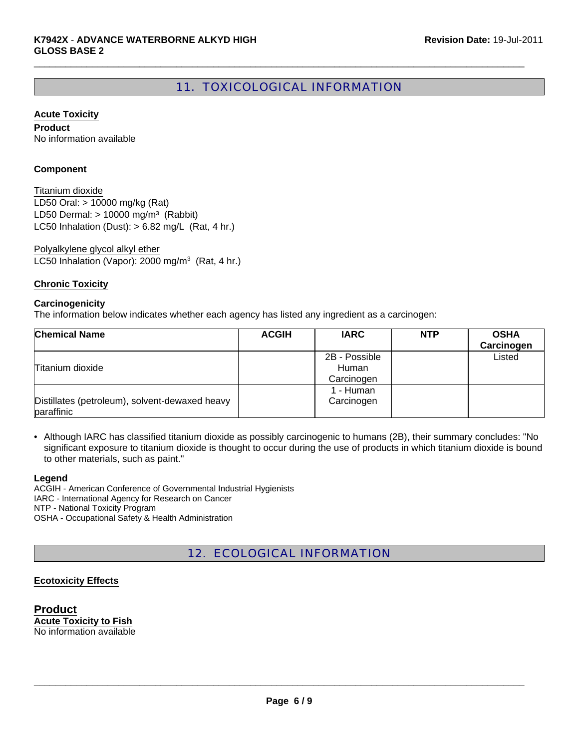## 11. TOXICOLOGICAL INFORMATION

**Acute Toxicity**

**Product**

No information available

**Component**

Titanium dioxide

LD50 Oral: > 10000 mg/kg (Rat)

LD50 Dermal: > 10000 mg/m³ (Rabbit)

LC50 Inhalation (Dust): > 6.82 mg/L (Rat, 4 hr.)

Polyalkylene glycol alkyl ether

LC50 Inhalation (Vapor): 2000 mg/m³ (Rat, 4 hr.)

**Chronic Toxicity**

**Carcinogenicity**

The information below indicates whether each agency has listed any ingredient as a carcinogen:

| Chemical Name | ACGIH | IARC | NTP | OSHA Carcinogen |
|---|---|---|---|---|
| Titanium dioxide | | 2B - Possible Human Carcinogen | | Listed |
| Distillates (petroleum), solvent-dewaxed heavy paraffinic | | 1 - Human Carcinogen | | |

- Although IARC has classified titanium dioxide as possibly carcinogenic to humans (2B), their summary concludes: "No significant exposure to titanium dioxide is thought to occur during the use of products in which titanium dioxide is bound to other materials, such as paint."

**Legend**

ACGIH - American Conference of Governmental Industrial Hygienists
IARC - International Agency for Research on Cancer
NTP - National Toxicity Program
OSHA - Occupational Safety & Health Administration

## 12. ECOLOGICAL INFORMATION

**Ecotoxicity Effects**

**Product**

**Acute Toxicity to Fish**

No information available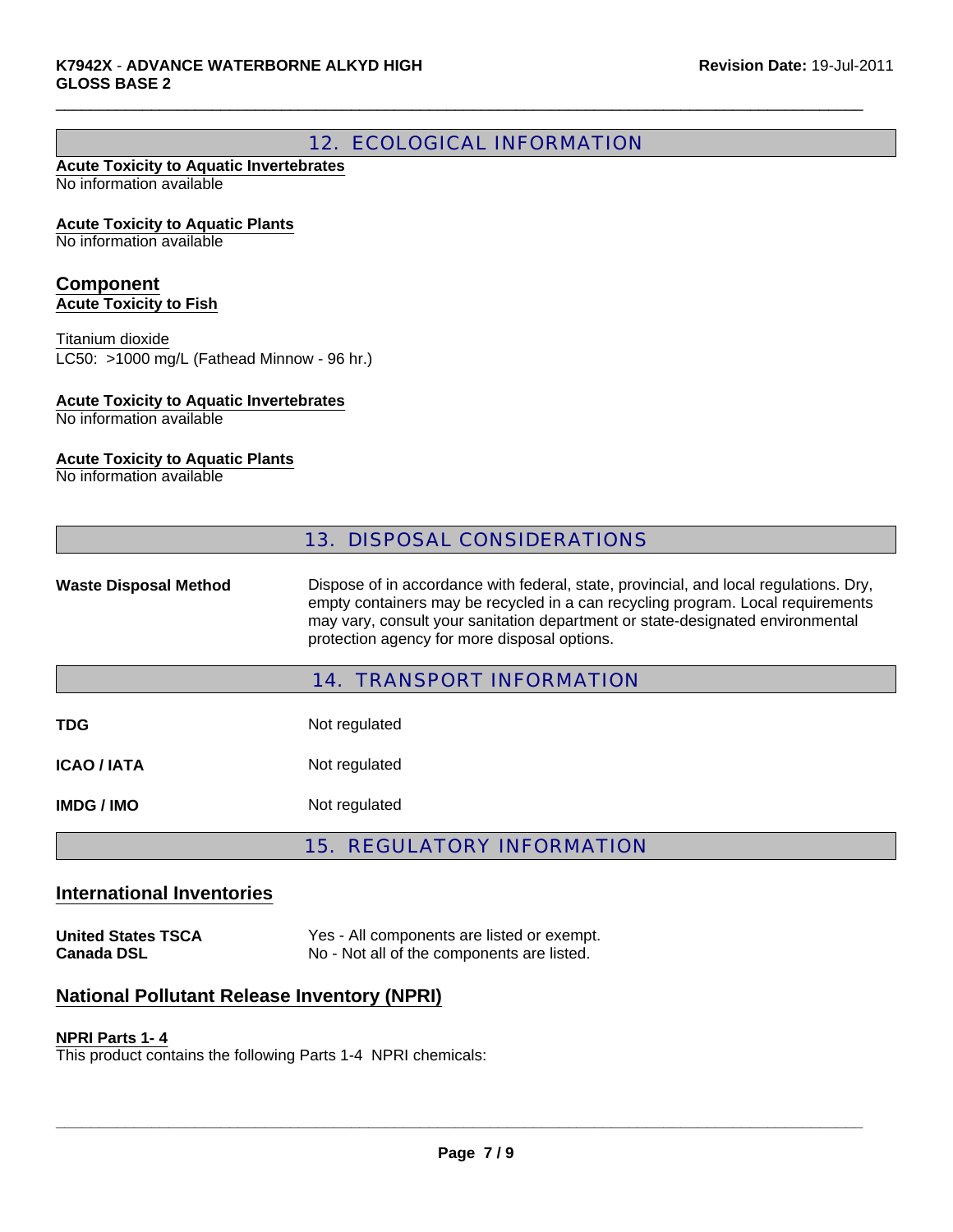## 12. ECOLOGICAL INFORMATION

**Acute Toxicity to Aquatic Invertebrates**
No information available

**Acute Toxicity to Aquatic Plants**
No information available

### Component

**Acute Toxicity to Fish**

Titanium dioxide
LC50: >1000 mg/L (Fathead Minnow - 96 hr.)

**Acute Toxicity to Aquatic Invertebrates**
No information available

**Acute Toxicity to Aquatic Plants**
No information available

## 13. DISPOSAL CONSIDERATIONS

| | |
|---|---|
| **Waste Disposal Method** | Dispose of in accordance with federal, state, provincial, and local regulations. Dry, empty containers may be recycled in a can recycling program. Local requirements may vary, consult your sanitation department or state-designated environmental protection agency for more disposal options. |

## 14. TRANSPORT INFORMATION

| | |
|---|---|
| **TDG** | Not regulated |
| **ICAO / IATA** | Not regulated |
| **IMDG / IMO** | Not regulated |

## 15. REGULATORY INFORMATION

### International Inventories

| | |
|---|---|
| **United States TSCA** | Yes - All components are listed or exempt. |
| **Canada DSL** | No - Not all of the components are listed. |

### National Pollutant Release Inventory (NPRI)

**NPRI Parts 1- 4**
This product contains the following Parts 1-4 NPRI chemicals: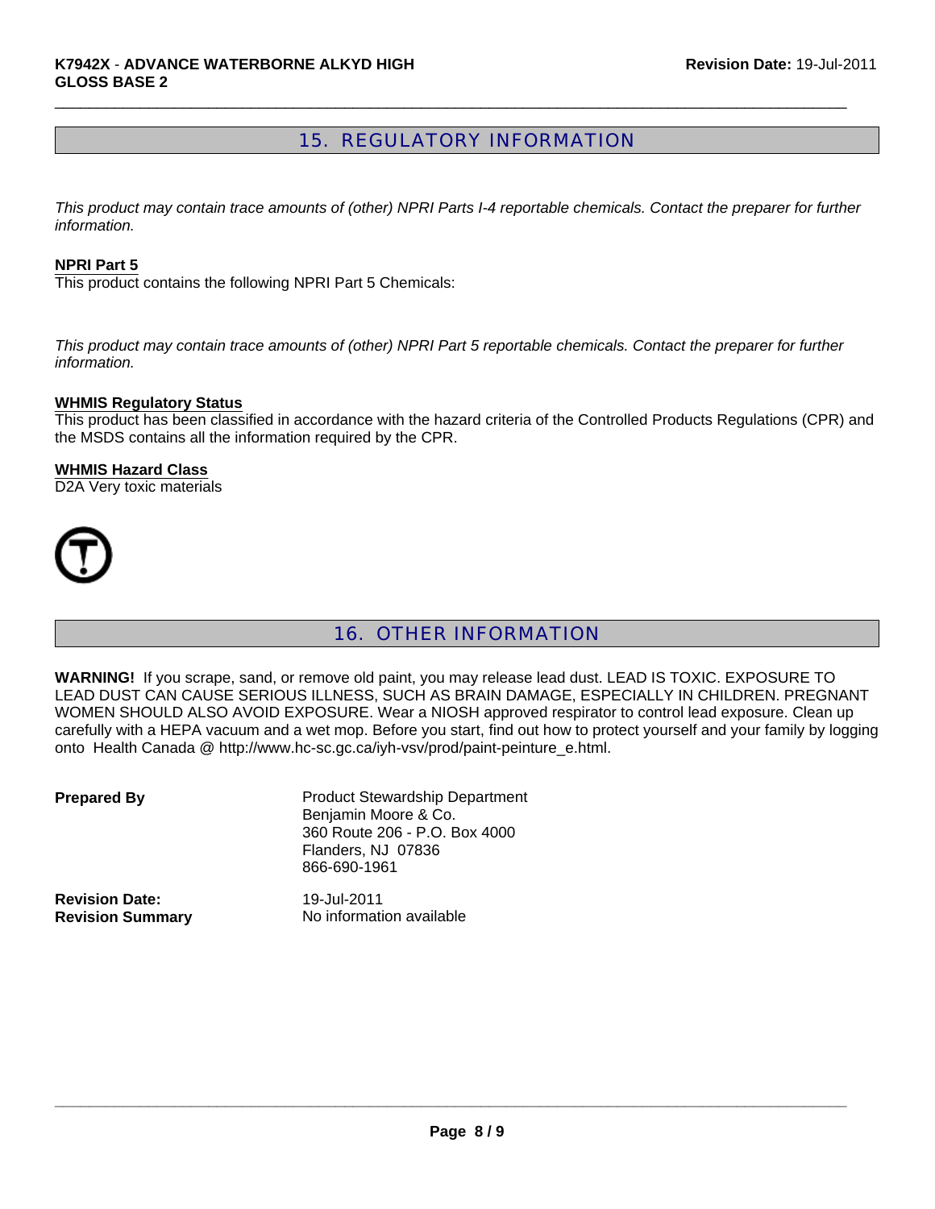## 15. REGULATORY INFORMATION

*This product may contain trace amounts of (other) NPRI Parts I-4 reportable chemicals. Contact the preparer for further information.*

**NPRI Part 5**

This product contains the following NPRI Part 5 Chemicals:

*This product may contain trace amounts of (other) NPRI Part 5 reportable chemicals. Contact the preparer for further information.*

**WHMIS Regulatory Status**

This product has been classified in accordance with the hazard criteria of the Controlled Products Regulations (CPR) and the MSDS contains all the information required by the CPR.

**WHMIS Hazard Class**

D2A Very toxic materials

## 16. OTHER INFORMATION

**WARNING!** If you scrape, sand, or remove old paint, you may release lead dust. LEAD IS TOXIC. EXPOSURE TO LEAD DUST CAN CAUSE SERIOUS ILLNESS, SUCH AS BRAIN DAMAGE, ESPECIALLY IN CHILDREN. PREGNANT WOMEN SHOULD ALSO AVOID EXPOSURE. Wear a NIOSH approved respirator to control lead exposure. Clean up carefully with a HEPA vacuum and a wet mop. Before you start, find out how to protect yourself and your family by logging onto Health Canada @ http://www.hc-sc.gc.ca/iyh-vsv/prod/paint-peinture_e.html.

| | |
|---|---|
| **Prepared By** | Product Stewardship Department<br>Benjamin Moore & Co.<br>360 Route 206 - P.O. Box 4000<br>Flanders, NJ 07836<br>866-690-1961 |
| **Revision Date:** | 19-Jul-2011 |
| **Revision Summary** | No information available |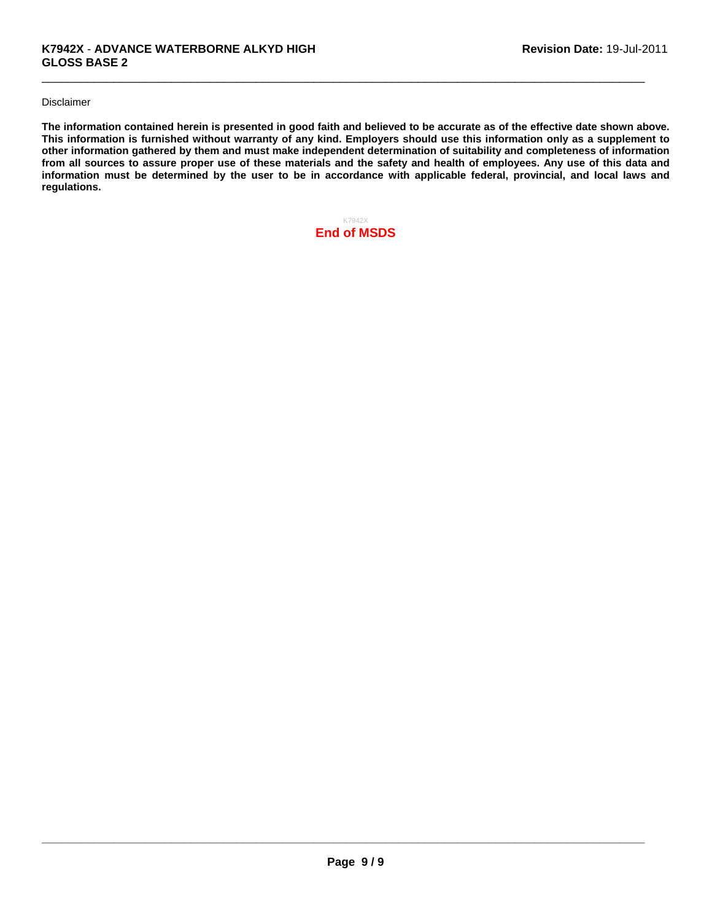Disclaimer

**The information contained herein is presented in good faith and believed to be accurate as of the effective date shown above. This information is furnished without warranty of any kind. Employers should use this information only as a supplement to other information gathered by them and must make independent determination of suitability and completeness of information from all sources to assure proper use of these materials and the safety and health of employees. Any use of this data and information must be determined by the user to be in accordance with applicable federal, provincial, and local laws and regulations.**

K7942X

**End of MSDS**